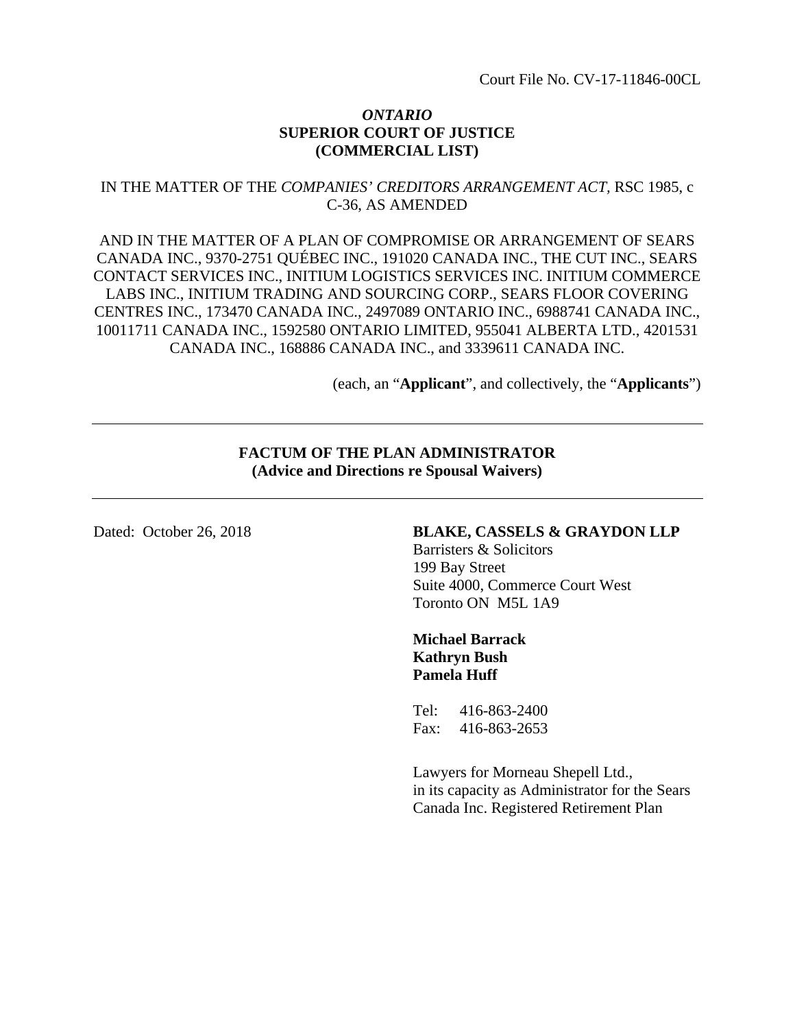Court File No. CV-17-11846-00CL

***ONTARIO***
**SUPERIOR COURT OF JUSTICE**
**(COMMERCIAL LIST)**

IN THE MATTER OF THE *COMPANIES' CREDITORS ARRANGEMENT ACT*, RSC 1985, c C-36, AS AMENDED

AND IN THE MATTER OF A PLAN OF COMPROMISE OR ARRANGEMENT OF SEARS CANADA INC., 9370-2751 QUÉBEC INC., 191020 CANADA INC., THE CUT INC., SEARS CONTACT SERVICES INC., INITIUM LOGISTICS SERVICES INC. INITIUM COMMERCE LABS INC., INITIUM TRADING AND SOURCING CORP., SEARS FLOOR COVERING CENTRES INC., 173470 CANADA INC., 2497089 ONTARIO INC., 6988741 CANADA INC., 10011711 CANADA INC., 1592580 ONTARIO LIMITED, 955041 ALBERTA LTD., 4201531 CANADA INC., 168886 CANADA INC., and 3339611 CANADA INC.

(each, an "**Applicant**", and collectively, the "**Applicants**")

---

**FACTUM OF THE PLAN ADMINISTRATOR**
**(Advice and Directions re Spousal Waivers)**

---

Dated: October 26, 2018

**BLAKE, CASSELS & GRAYDON LLP**
Barristers & Solicitors
199 Bay Street
Suite 4000, Commerce Court West
Toronto ON M5L 1A9

**Michael Barrack**
**Kathryn Bush**
**Pamela Huff**

Tel: 416-863-2400
Fax: 416-863-2653

Lawyers for Morneau Shepell Ltd., in its capacity as Administrator for the Sears Canada Inc. Registered Retirement Plan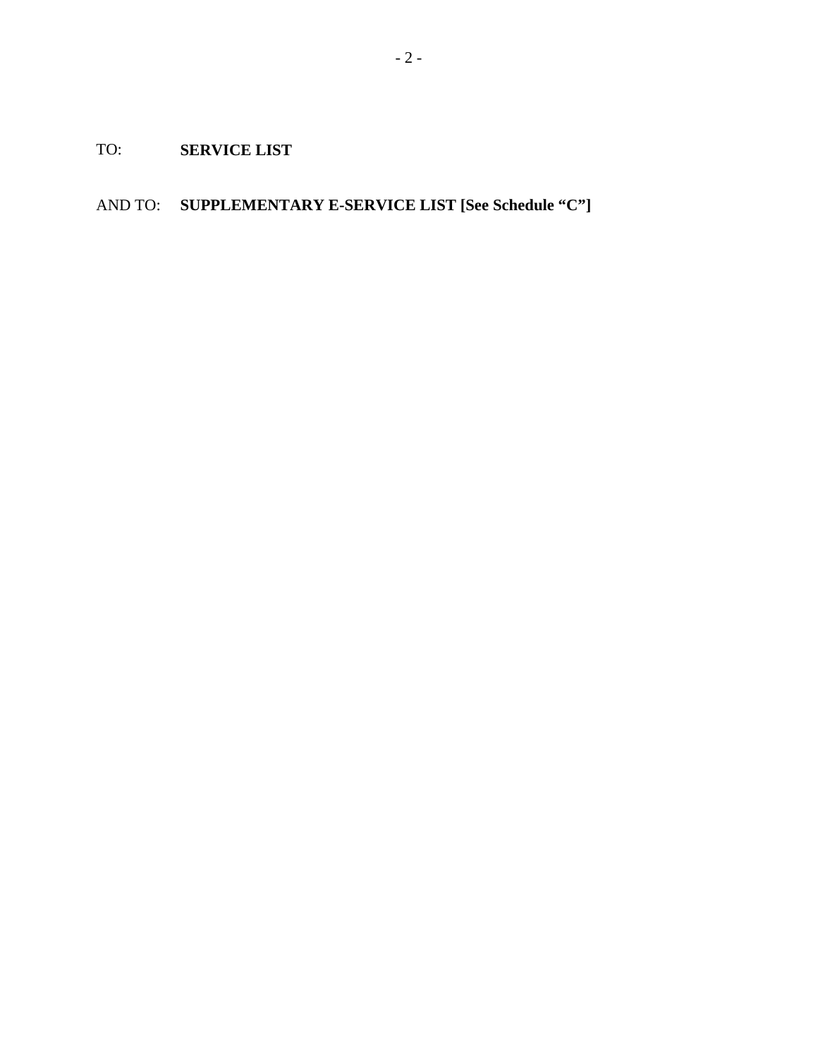TO: **SERVICE LIST**

AND TO: **SUPPLEMENTARY E-SERVICE LIST [See Schedule "C"]**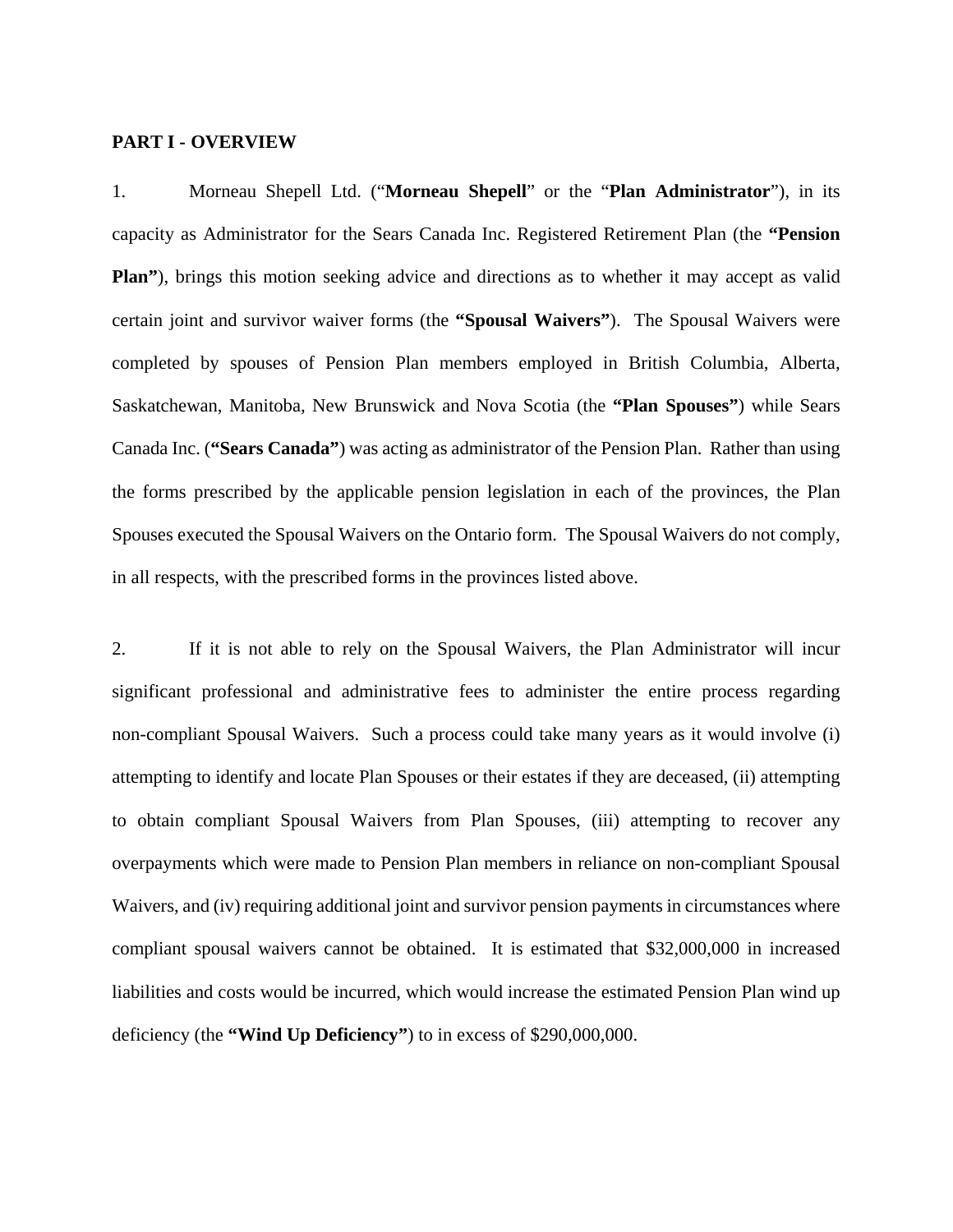## PART I - OVERVIEW

1. Morneau Shepell Ltd. ("**Morneau Shepell**" or the "**Plan Administrator**"), in its capacity as Administrator for the Sears Canada Inc. Registered Retirement Plan (the **"Pension Plan"**), brings this motion seeking advice and directions as to whether it may accept as valid certain joint and survivor waiver forms (the **"Spousal Waivers"**). The Spousal Waivers were completed by spouses of Pension Plan members employed in British Columbia, Alberta, Saskatchewan, Manitoba, New Brunswick and Nova Scotia (the **"Plan Spouses"**) while Sears Canada Inc. (**"Sears Canada"**) was acting as administrator of the Pension Plan. Rather than using the forms prescribed by the applicable pension legislation in each of the provinces, the Plan Spouses executed the Spousal Waivers on the Ontario form. The Spousal Waivers do not comply, in all respects, with the prescribed forms in the provinces listed above.

2. If it is not able to rely on the Spousal Waivers, the Plan Administrator will incur significant professional and administrative fees to administer the entire process regarding non-compliant Spousal Waivers. Such a process could take many years as it would involve (i) attempting to identify and locate Plan Spouses or their estates if they are deceased, (ii) attempting to obtain compliant Spousal Waivers from Plan Spouses, (iii) attempting to recover any overpayments which were made to Pension Plan members in reliance on non-compliant Spousal Waivers, and (iv) requiring additional joint and survivor pension payments in circumstances where compliant spousal waivers cannot be obtained. It is estimated that $32,000,000 in increased liabilities and costs would be incurred, which would increase the estimated Pension Plan wind up deficiency (the **"Wind Up Deficiency"**) to in excess of $290,000,000.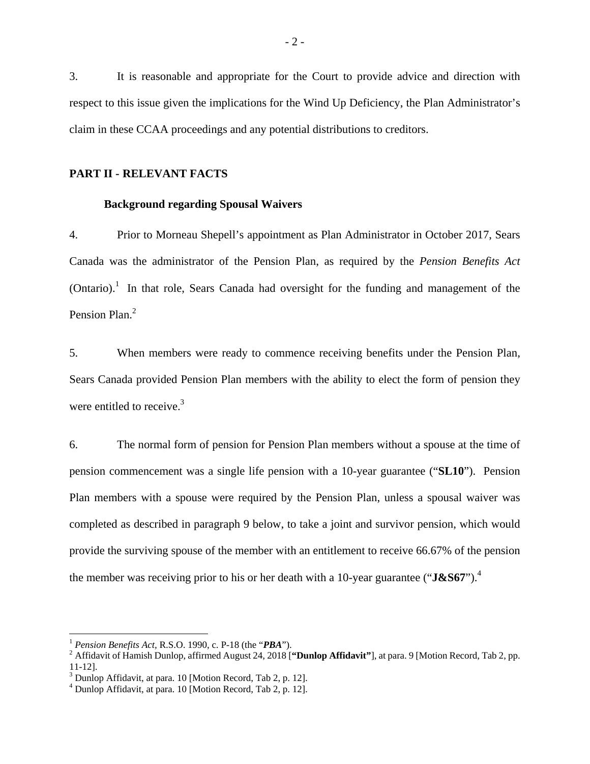3. It is reasonable and appropriate for the Court to provide advice and direction with respect to this issue given the implications for the Wind Up Deficiency, the Plan Administrator's claim in these CCAA proceedings and any potential distributions to creditors.

## PART II - RELEVANT FACTS

### Background regarding Spousal Waivers

4. Prior to Morneau Shepell's appointment as Plan Administrator in October 2017, Sears Canada was the administrator of the Pension Plan, as required by the *Pension Benefits Act* (Ontario).[1] In that role, Sears Canada had oversight for the funding and management of the Pension Plan.[2]

5. When members were ready to commence receiving benefits under the Pension Plan, Sears Canada provided Pension Plan members with the ability to elect the form of pension they were entitled to receive.[3]

6. The normal form of pension for Pension Plan members without a spouse at the time of pension commencement was a single life pension with a 10-year guarantee ("**SL10**"). Pension Plan members with a spouse were required by the Pension Plan, unless a spousal waiver was completed as described in paragraph 9 below, to take a joint and survivor pension, which would provide the surviving spouse of the member with an entitlement to receive 66.67% of the pension the member was receiving prior to his or her death with a 10-year guarantee ("**J&S67**").[4]

---

[1] *Pension Benefits Act*, R.S.O. 1990, c. P-18 (the "***PBA***").

[2] Affidavit of Hamish Dunlop, affirmed August 24, 2018 [**"Dunlop Affidavit"**], at para. 9 [Motion Record, Tab 2, pp. 11-12].

[3] Dunlop Affidavit, at para. 10 [Motion Record, Tab 2, p. 12].

[4] Dunlop Affidavit, at para. 10 [Motion Record, Tab 2, p. 12].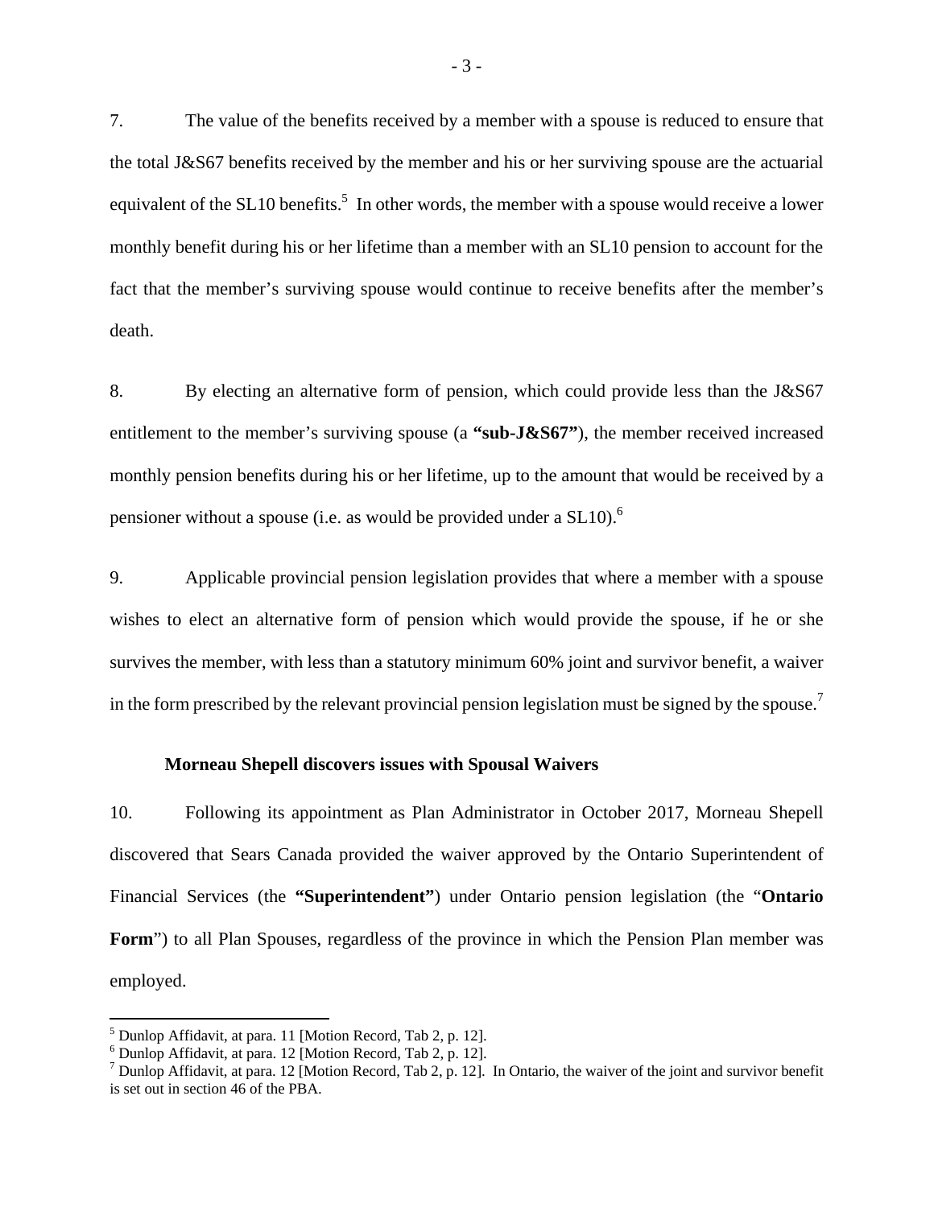7. The value of the benefits received by a member with a spouse is reduced to ensure that the total J&S67 benefits received by the member and his or her surviving spouse are the actuarial equivalent of the SL10 benefits.[5] In other words, the member with a spouse would receive a lower monthly benefit during his or her lifetime than a member with an SL10 pension to account for the fact that the member's surviving spouse would continue to receive benefits after the member's death.

8. By electing an alternative form of pension, which could provide less than the J&S67 entitlement to the member's surviving spouse (a **"sub-J&S67"**), the member received increased monthly pension benefits during his or her lifetime, up to the amount that would be received by a pensioner without a spouse (i.e. as would be provided under a SL10).[6]

9. Applicable provincial pension legislation provides that where a member with a spouse wishes to elect an alternative form of pension which would provide the spouse, if he or she survives the member, with less than a statutory minimum 60% joint and survivor benefit, a waiver in the form prescribed by the relevant provincial pension legislation must be signed by the spouse.[7]

**Morneau Shepell discovers issues with Spousal Waivers**

10. Following its appointment as Plan Administrator in October 2017, Morneau Shepell discovered that Sears Canada provided the waiver approved by the Ontario Superintendent of Financial Services (the **"Superintendent"**) under Ontario pension legislation (the "**Ontario Form**") to all Plan Spouses, regardless of the province in which the Pension Plan member was employed.

---

[5] Dunlop Affidavit, at para. 11 [Motion Record, Tab 2, p. 12].
[6] Dunlop Affidavit, at para. 12 [Motion Record, Tab 2, p. 12].
[7] Dunlop Affidavit, at para. 12 [Motion Record, Tab 2, p. 12]. In Ontario, the waiver of the joint and survivor benefit is set out in section 46 of the PBA.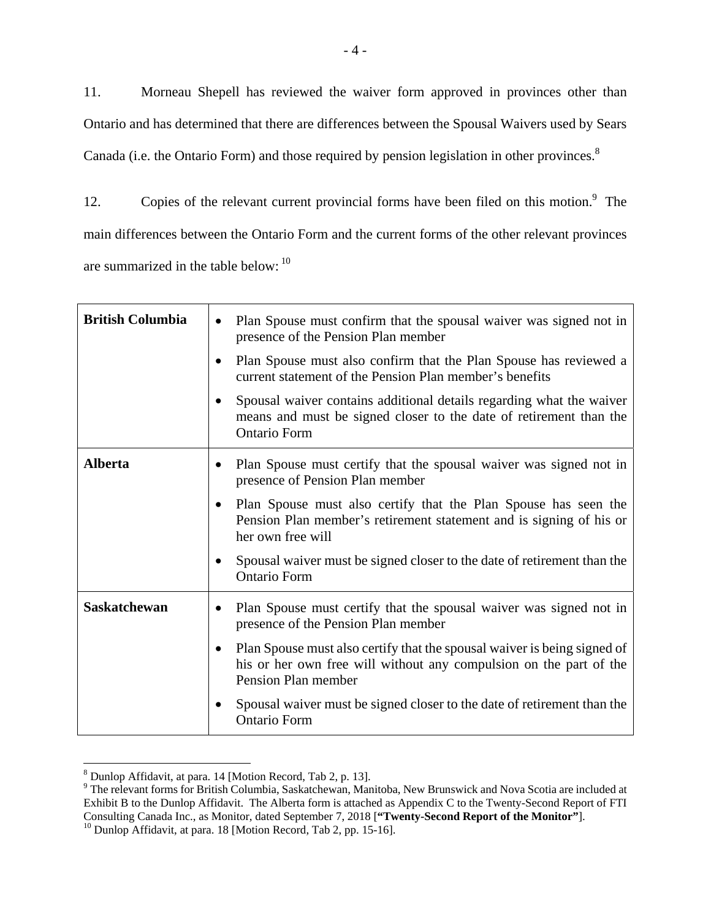11. Morneau Shepell has reviewed the waiver form approved in provinces other than Ontario and has determined that there are differences between the Spousal Waivers used by Sears Canada (i.e. the Ontario Form) and those required by pension legislation in other provinces.[8]

12. Copies of the relevant current provincial forms have been filed on this motion.[9] The main differences between the Ontario Form and the current forms of the other relevant provinces are summarized in the table below: [10]

| | |
|---|---|
| **British Columbia** | • Plan Spouse must confirm that the spousal waiver was signed not in presence of the Pension Plan member<br>• Plan Spouse must also confirm that the Plan Spouse has reviewed a current statement of the Pension Plan member's benefits<br>• Spousal waiver contains additional details regarding what the waiver means and must be signed closer to the date of retirement than the Ontario Form |
| **Alberta** | • Plan Spouse must certify that the spousal waiver was signed not in presence of Pension Plan member<br>• Plan Spouse must also certify that the Plan Spouse has seen the Pension Plan member's retirement statement and is signing of his or her own free will<br>• Spousal waiver must be signed closer to the date of retirement than the Ontario Form |
| **Saskatchewan** | • Plan Spouse must certify that the spousal waiver was signed not in presence of the Pension Plan member<br>• Plan Spouse must also certify that the spousal waiver is being signed of his or her own free will without any compulsion on the part of the Pension Plan member<br>• Spousal waiver must be signed closer to the date of retirement than the Ontario Form |

---

[8] Dunlop Affidavit, at para. 14 [Motion Record, Tab 2, p. 13].

[9] The relevant forms for British Columbia, Saskatchewan, Manitoba, New Brunswick and Nova Scotia are included at Exhibit B to the Dunlop Affidavit. The Alberta form is attached as Appendix C to the Twenty-Second Report of FTI Consulting Canada Inc., as Monitor, dated September 7, 2018 [**"Twenty-Second Report of the Monitor"**].

[10] Dunlop Affidavit, at para. 18 [Motion Record, Tab 2, pp. 15-16].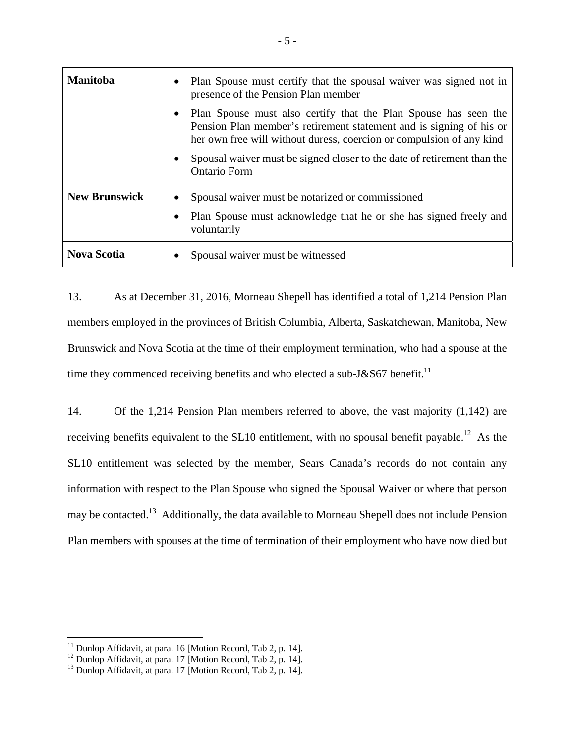| | |
|---|---|
| **Manitoba** | • Plan Spouse must certify that the spousal waiver was signed not in presence of the Pension Plan member<br>• Plan Spouse must also certify that the Plan Spouse has seen the Pension Plan member's retirement statement and is signing of his or her own free will without duress, coercion or compulsion of any kind<br>• Spousal waiver must be signed closer to the date of retirement than the Ontario Form |
| **New Brunswick** | • Spousal waiver must be notarized or commissioned<br>• Plan Spouse must acknowledge that he or she has signed freely and voluntarily |
| **Nova Scotia** | • Spousal waiver must be witnessed |

13. As at December 31, 2016, Morneau Shepell has identified a total of 1,214 Pension Plan members employed in the provinces of British Columbia, Alberta, Saskatchewan, Manitoba, New Brunswick and Nova Scotia at the time of their employment termination, who had a spouse at the time they commenced receiving benefits and who elected a sub-J&S67 benefit.[11]

14. Of the 1,214 Pension Plan members referred to above, the vast majority (1,142) are receiving benefits equivalent to the SL10 entitlement, with no spousal benefit payable.[12] As the SL10 entitlement was selected by the member, Sears Canada's records do not contain any information with respect to the Plan Spouse who signed the Spousal Waiver or where that person may be contacted.[13] Additionally, the data available to Morneau Shepell does not include Pension Plan members with spouses at the time of termination of their employment who have now died but

[11] Dunlop Affidavit, at para. 16 [Motion Record, Tab 2, p. 14].
[12] Dunlop Affidavit, at para. 17 [Motion Record, Tab 2, p. 14].
[13] Dunlop Affidavit, at para. 17 [Motion Record, Tab 2, p. 14].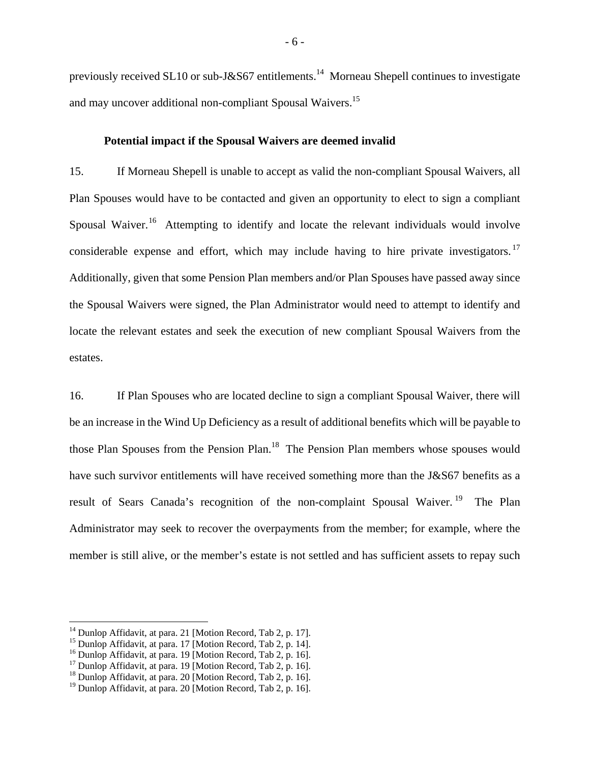previously received SL10 or sub-J&S67 entitlements.[14] Morneau Shepell continues to investigate and may uncover additional non-compliant Spousal Waivers.[15]

**Potential impact if the Spousal Waivers are deemed invalid**

15. If Morneau Shepell is unable to accept as valid the non-compliant Spousal Waivers, all Plan Spouses would have to be contacted and given an opportunity to elect to sign a compliant Spousal Waiver.[16] Attempting to identify and locate the relevant individuals would involve considerable expense and effort, which may include having to hire private investigators.[17] Additionally, given that some Pension Plan members and/or Plan Spouses have passed away since the Spousal Waivers were signed, the Plan Administrator would need to attempt to identify and locate the relevant estates and seek the execution of new compliant Spousal Waivers from the estates.

16. If Plan Spouses who are located decline to sign a compliant Spousal Waiver, there will be an increase in the Wind Up Deficiency as a result of additional benefits which will be payable to those Plan Spouses from the Pension Plan.[18] The Pension Plan members whose spouses would have such survivor entitlements will have received something more than the J&S67 benefits as a result of Sears Canada's recognition of the non-complaint Spousal Waiver.[19] The Plan Administrator may seek to recover the overpayments from the member; for example, where the member is still alive, or the member's estate is not settled and has sufficient assets to repay such

---

[14] Dunlop Affidavit, at para. 21 [Motion Record, Tab 2, p. 17].
[15] Dunlop Affidavit, at para. 17 [Motion Record, Tab 2, p. 14].
[16] Dunlop Affidavit, at para. 19 [Motion Record, Tab 2, p. 16].
[17] Dunlop Affidavit, at para. 19 [Motion Record, Tab 2, p. 16].
[18] Dunlop Affidavit, at para. 20 [Motion Record, Tab 2, p. 16].
[19] Dunlop Affidavit, at para. 20 [Motion Record, Tab 2, p. 16].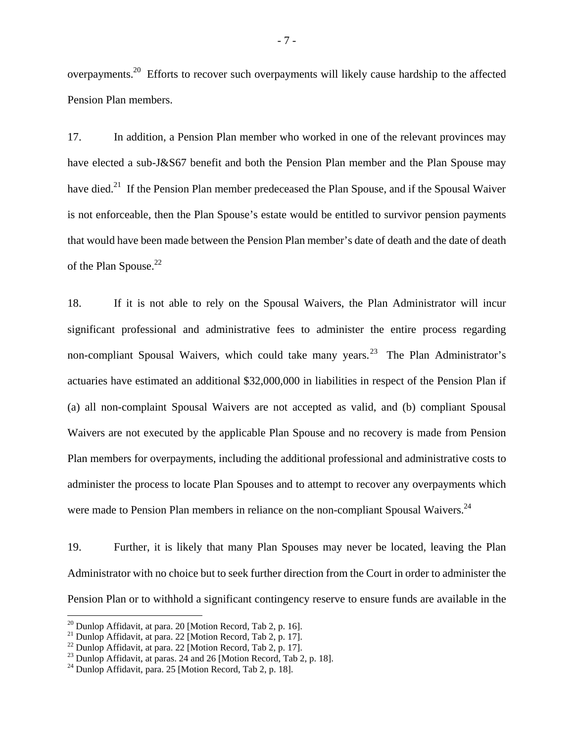overpayments.[20] Efforts to recover such overpayments will likely cause hardship to the affected Pension Plan members.

17. In addition, a Pension Plan member who worked in one of the relevant provinces may have elected a sub-J&S67 benefit and both the Pension Plan member and the Plan Spouse may have died.[21] If the Pension Plan member predeceased the Plan Spouse, and if the Spousal Waiver is not enforceable, then the Plan Spouse's estate would be entitled to survivor pension payments that would have been made between the Pension Plan member's date of death and the date of death of the Plan Spouse.[22]

18. If it is not able to rely on the Spousal Waivers, the Plan Administrator will incur significant professional and administrative fees to administer the entire process regarding non-compliant Spousal Waivers, which could take many years.[23] The Plan Administrator's actuaries have estimated an additional $32,000,000 in liabilities in respect of the Pension Plan if (a) all non-complaint Spousal Waivers are not accepted as valid, and (b) compliant Spousal Waivers are not executed by the applicable Plan Spouse and no recovery is made from Pension Plan members for overpayments, including the additional professional and administrative costs to administer the process to locate Plan Spouses and to attempt to recover any overpayments which were made to Pension Plan members in reliance on the non-compliant Spousal Waivers.[24]

19. Further, it is likely that many Plan Spouses may never be located, leaving the Plan Administrator with no choice but to seek further direction from the Court in order to administer the Pension Plan or to withhold a significant contingency reserve to ensure funds are available in the

---

[20] Dunlop Affidavit, at para. 20 [Motion Record, Tab 2, p. 16].
[21] Dunlop Affidavit, at para. 22 [Motion Record, Tab 2, p. 17].
[22] Dunlop Affidavit, at para. 22 [Motion Record, Tab 2, p. 17].
[23] Dunlop Affidavit, at paras. 24 and 26 [Motion Record, Tab 2, p. 18].
[24] Dunlop Affidavit, para. 25 [Motion Record, Tab 2, p. 18].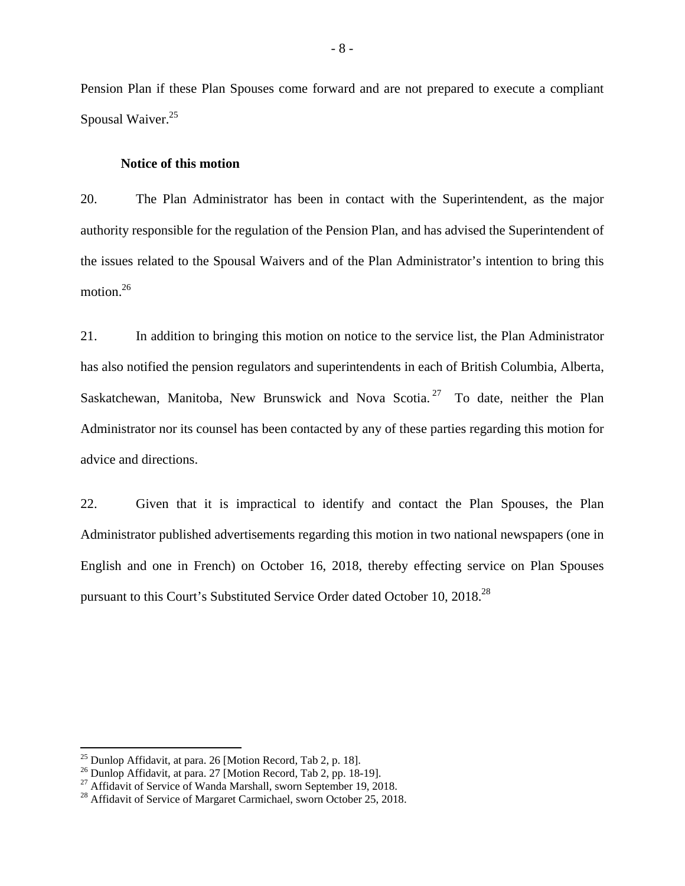Pension Plan if these Plan Spouses come forward and are not prepared to execute a compliant Spousal Waiver.[25]

**Notice of this motion**

20. The Plan Administrator has been in contact with the Superintendent, as the major authority responsible for the regulation of the Pension Plan, and has advised the Superintendent of the issues related to the Spousal Waivers and of the Plan Administrator's intention to bring this motion.[26]

21. In addition to bringing this motion on notice to the service list, the Plan Administrator has also notified the pension regulators and superintendents in each of British Columbia, Alberta, Saskatchewan, Manitoba, New Brunswick and Nova Scotia.[27] To date, neither the Plan Administrator nor its counsel has been contacted by any of these parties regarding this motion for advice and directions.

22. Given that it is impractical to identify and contact the Plan Spouses, the Plan Administrator published advertisements regarding this motion in two national newspapers (one in English and one in French) on October 16, 2018, thereby effecting service on Plan Spouses pursuant to this Court's Substituted Service Order dated October 10, 2018.[28]

---

[25] Dunlop Affidavit, at para. 26 [Motion Record, Tab 2, p. 18].
[26] Dunlop Affidavit, at para. 27 [Motion Record, Tab 2, pp. 18-19].
[27] Affidavit of Service of Wanda Marshall, sworn September 19, 2018.
[28] Affidavit of Service of Margaret Carmichael, sworn October 25, 2018.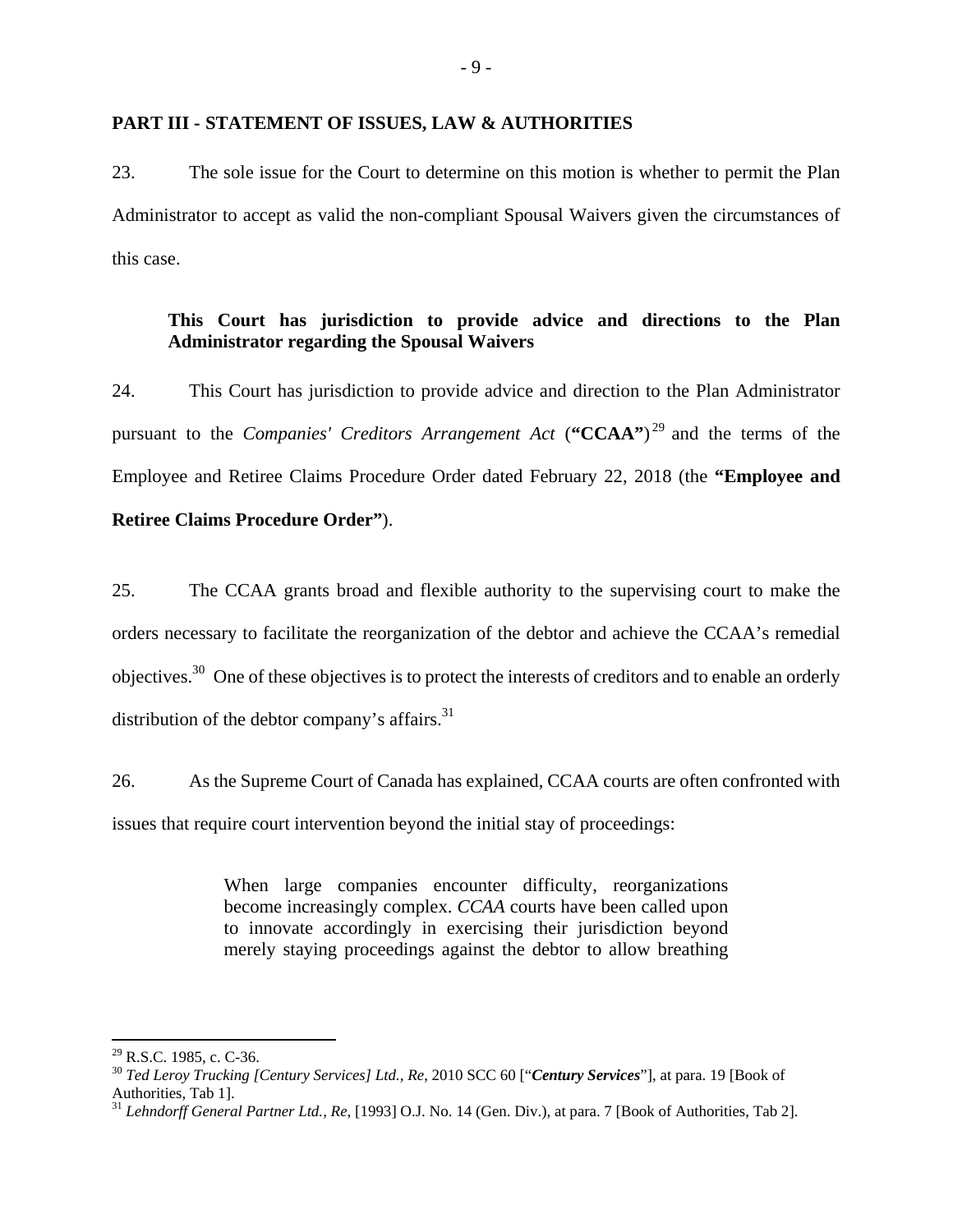## PART III - STATEMENT OF ISSUES, LAW & AUTHORITIES

23. The sole issue for the Court to determine on this motion is whether to permit the Plan Administrator to accept as valid the non-compliant Spousal Waivers given the circumstances of this case.

### This Court has jurisdiction to provide advice and directions to the Plan Administrator regarding the Spousal Waivers

24. This Court has jurisdiction to provide advice and direction to the Plan Administrator pursuant to the *Companies' Creditors Arrangement Act* (**"CCAA"**)[29] and the terms of the Employee and Retiree Claims Procedure Order dated February 22, 2018 (the **"Employee and Retiree Claims Procedure Order"**).

25. The CCAA grants broad and flexible authority to the supervising court to make the orders necessary to facilitate the reorganization of the debtor and achieve the CCAA's remedial objectives.[30] One of these objectives is to protect the interests of creditors and to enable an orderly distribution of the debtor company's affairs.[31]

26. As the Supreme Court of Canada has explained, CCAA courts are often confronted with issues that require court intervention beyond the initial stay of proceedings:

> When large companies encounter difficulty, reorganizations become increasingly complex. *CCAA* courts have been called upon to innovate accordingly in exercising their jurisdiction beyond merely staying proceedings against the debtor to allow breathing

---

[29] R.S.C. 1985, c. C-36.

[30] *Ted Leroy Trucking [Century Services] Ltd., Re*, 2010 SCC 60 ["***Century Services***"], at para. 19 [Book of Authorities, Tab 1].

[31] *Lehndorff General Partner Ltd., Re*, [1993] O.J. No. 14 (Gen. Div.), at para. 7 [Book of Authorities, Tab 2].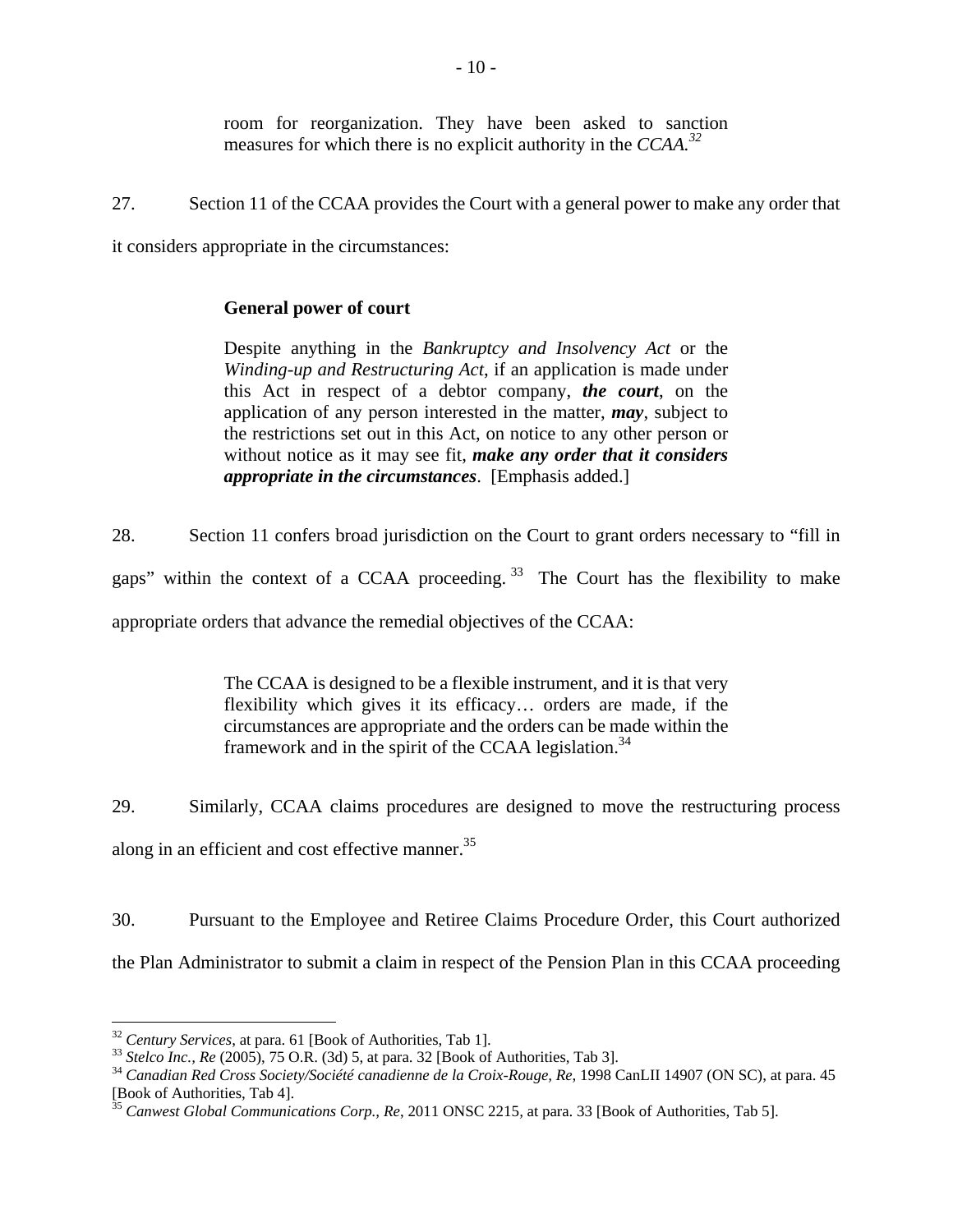> room for reorganization. They have been asked to sanction measures for which there is no explicit authority in the *CCAA*.[32]

27. Section 11 of the CCAA provides the Court with a general power to make any order that it considers appropriate in the circumstances:

> **General power of court**
>
> Despite anything in the *Bankruptcy and Insolvency Act* or the *Winding-up and Restructuring Act*, if an application is made under this Act in respect of a debtor company, ***the court***, on the application of any person interested in the matter, ***may***, subject to the restrictions set out in this Act, on notice to any other person or without notice as it may see fit, ***make any order that it considers appropriate in the circumstances***. [Emphasis added.]

28. Section 11 confers broad jurisdiction on the Court to grant orders necessary to "fill in gaps" within the context of a CCAA proceeding.[33] The Court has the flexibility to make appropriate orders that advance the remedial objectives of the CCAA:

> The CCAA is designed to be a flexible instrument, and it is that very flexibility which gives it its efficacy… orders are made, if the circumstances are appropriate and the orders can be made within the framework and in the spirit of the CCAA legislation.[34]

29. Similarly, CCAA claims procedures are designed to move the restructuring process along in an efficient and cost effective manner.[35]

30. Pursuant to the Employee and Retiree Claims Procedure Order, this Court authorized the Plan Administrator to submit a claim in respect of the Pension Plan in this CCAA proceeding

---

[32] *Century Services*, at para. 61 [Book of Authorities, Tab 1].

[33] *Stelco Inc., Re* (2005), 75 O.R. (3d) 5, at para. 32 [Book of Authorities, Tab 3].

[34] *Canadian Red Cross Society/Société canadienne de la Croix-Rouge, Re*, 1998 CanLII 14907 (ON SC), at para. 45 [Book of Authorities, Tab 4].

[35] *Canwest Global Communications Corp., Re*, 2011 ONSC 2215, at para. 33 [Book of Authorities, Tab 5].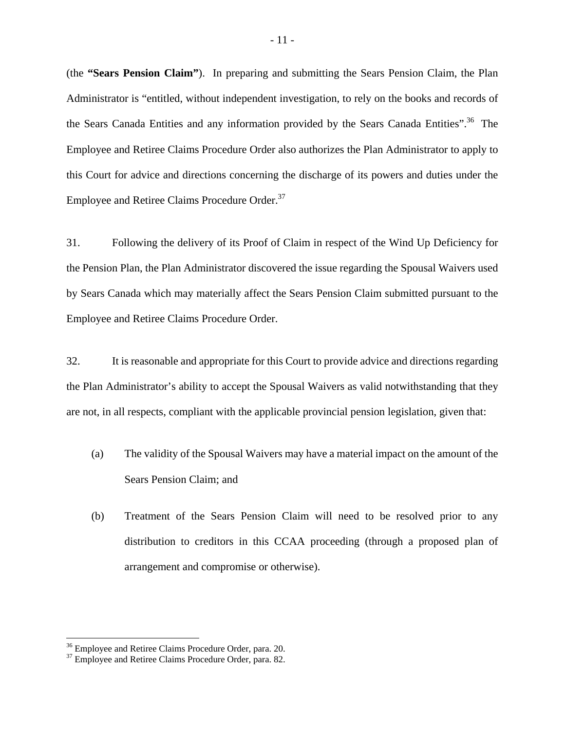(the **"Sears Pension Claim"**). In preparing and submitting the Sears Pension Claim, the Plan Administrator is "entitled, without independent investigation, to rely on the books and records of the Sears Canada Entities and any information provided by the Sears Canada Entities".[36] The Employee and Retiree Claims Procedure Order also authorizes the Plan Administrator to apply to this Court for advice and directions concerning the discharge of its powers and duties under the Employee and Retiree Claims Procedure Order.[37]

31. Following the delivery of its Proof of Claim in respect of the Wind Up Deficiency for the Pension Plan, the Plan Administrator discovered the issue regarding the Spousal Waivers used by Sears Canada which may materially affect the Sears Pension Claim submitted pursuant to the Employee and Retiree Claims Procedure Order.

32. It is reasonable and appropriate for this Court to provide advice and directions regarding the Plan Administrator's ability to accept the Spousal Waivers as valid notwithstanding that they are not, in all respects, compliant with the applicable provincial pension legislation, given that:

(a) The validity of the Spousal Waivers may have a material impact on the amount of the Sears Pension Claim; and

(b) Treatment of the Sears Pension Claim will need to be resolved prior to any distribution to creditors in this CCAA proceeding (through a proposed plan of arrangement and compromise or otherwise).

---

[36] Employee and Retiree Claims Procedure Order, para. 20.

[37] Employee and Retiree Claims Procedure Order, para. 82.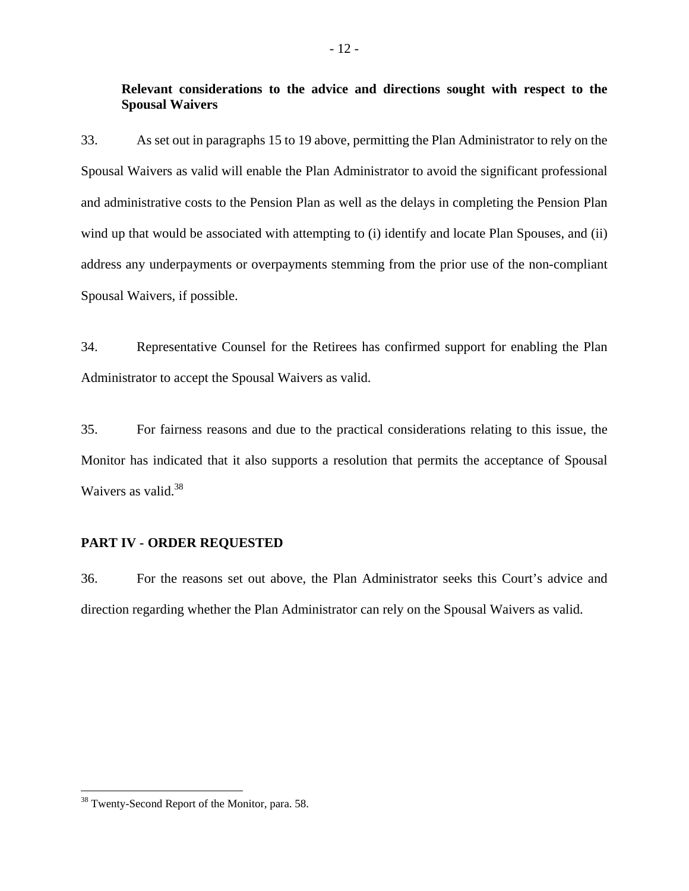**Relevant considerations to the advice and directions sought with respect to the Spousal Waivers**

33. As set out in paragraphs 15 to 19 above, permitting the Plan Administrator to rely on the Spousal Waivers as valid will enable the Plan Administrator to avoid the significant professional and administrative costs to the Pension Plan as well as the delays in completing the Pension Plan wind up that would be associated with attempting to (i) identify and locate Plan Spouses, and (ii) address any underpayments or overpayments stemming from the prior use of the non-compliant Spousal Waivers, if possible.

34. Representative Counsel for the Retirees has confirmed support for enabling the Plan Administrator to accept the Spousal Waivers as valid.

35. For fairness reasons and due to the practical considerations relating to this issue, the Monitor has indicated that it also supports a resolution that permits the acceptance of Spousal Waivers as valid.[38]

## PART IV - ORDER REQUESTED

36. For the reasons set out above, the Plan Administrator seeks this Court's advice and direction regarding whether the Plan Administrator can rely on the Spousal Waivers as valid.

---

[38] Twenty-Second Report of the Monitor, para. 58.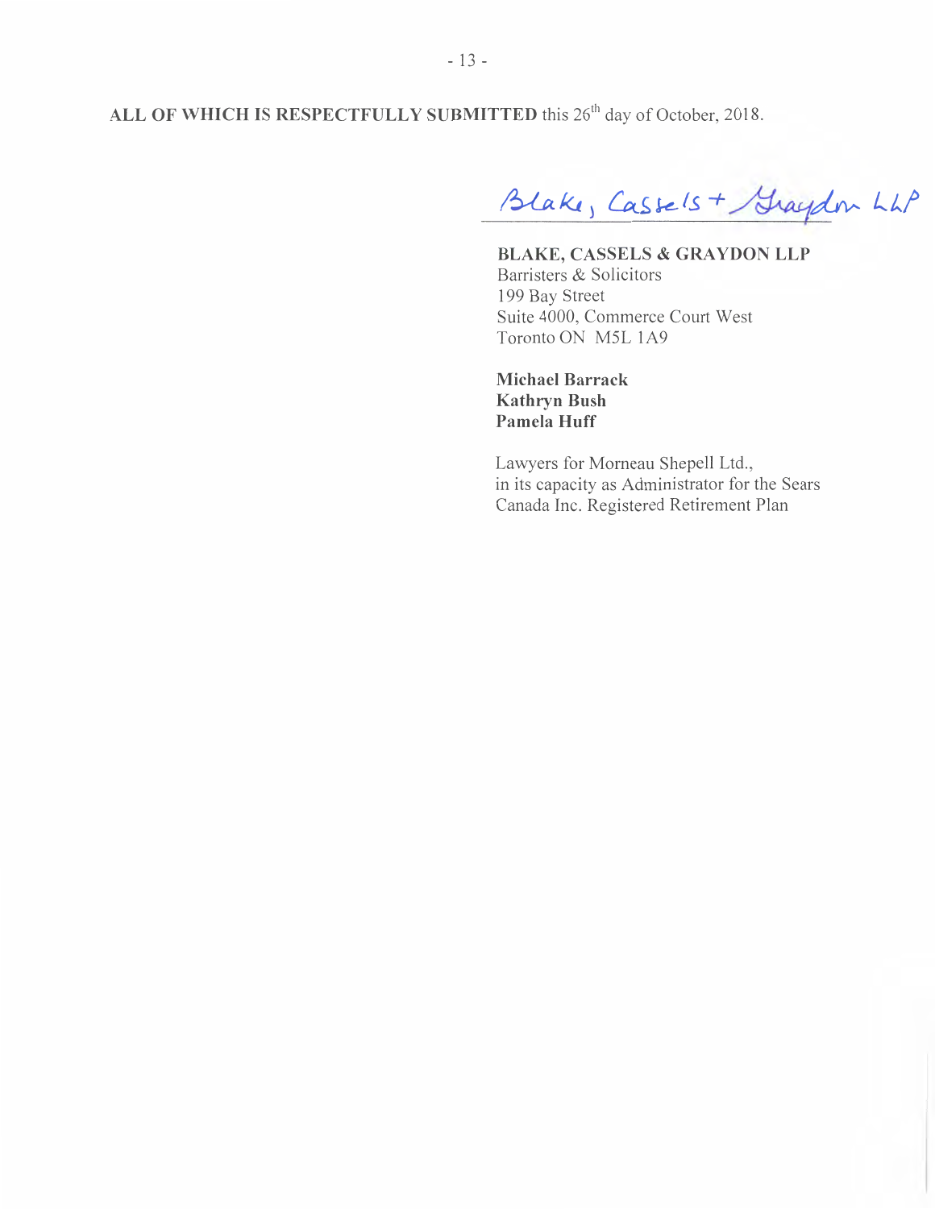**ALL OF WHICH IS RESPECTFULLY SUBMITTED** this 26th day of October, 2018.

Blake, Cassels + Graydon LLP

**BLAKE, CASSELS & GRAYDON LLP**
Barristers & Solicitors
199 Bay Street
Suite 4000, Commerce Court West
Toronto ON M5L 1A9

**Michael Barrack**
**Kathryn Bush**
**Pamela Huff**

Lawyers for Morneau Shepell Ltd., in its capacity as Administrator for the Sears Canada Inc. Registered Retirement Plan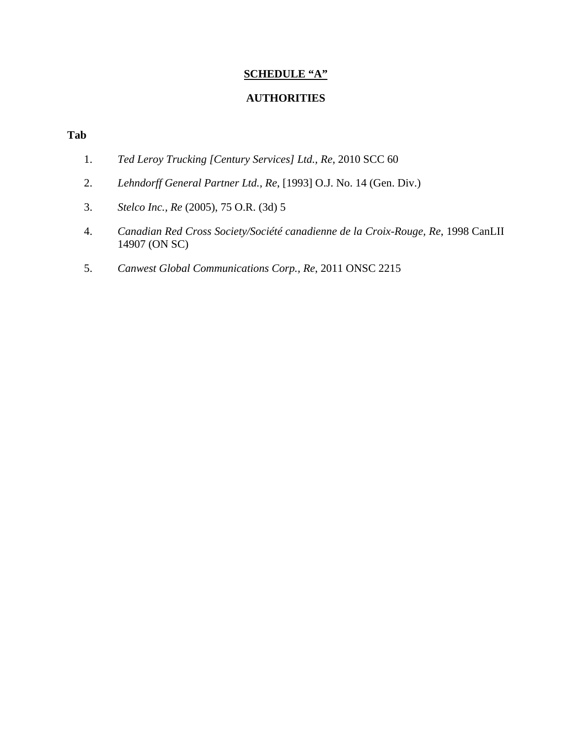**<u>SCHEDULE "A"</u>**

**AUTHORITIES**

**Tab**

1. *Ted Leroy Trucking [Century Services] Ltd., Re*, 2010 SCC 60

2. *Lehndorff General Partner Ltd., Re*, [1993] O.J. No. 14 (Gen. Div.)

3. *Stelco Inc., Re* (2005), 75 O.R. (3d) 5

4. *Canadian Red Cross Society/Société canadienne de la Croix-Rouge, Re*, 1998 CanLII 14907 (ON SC)

5. *Canwest Global Communications Corp., Re*, 2011 ONSC 2215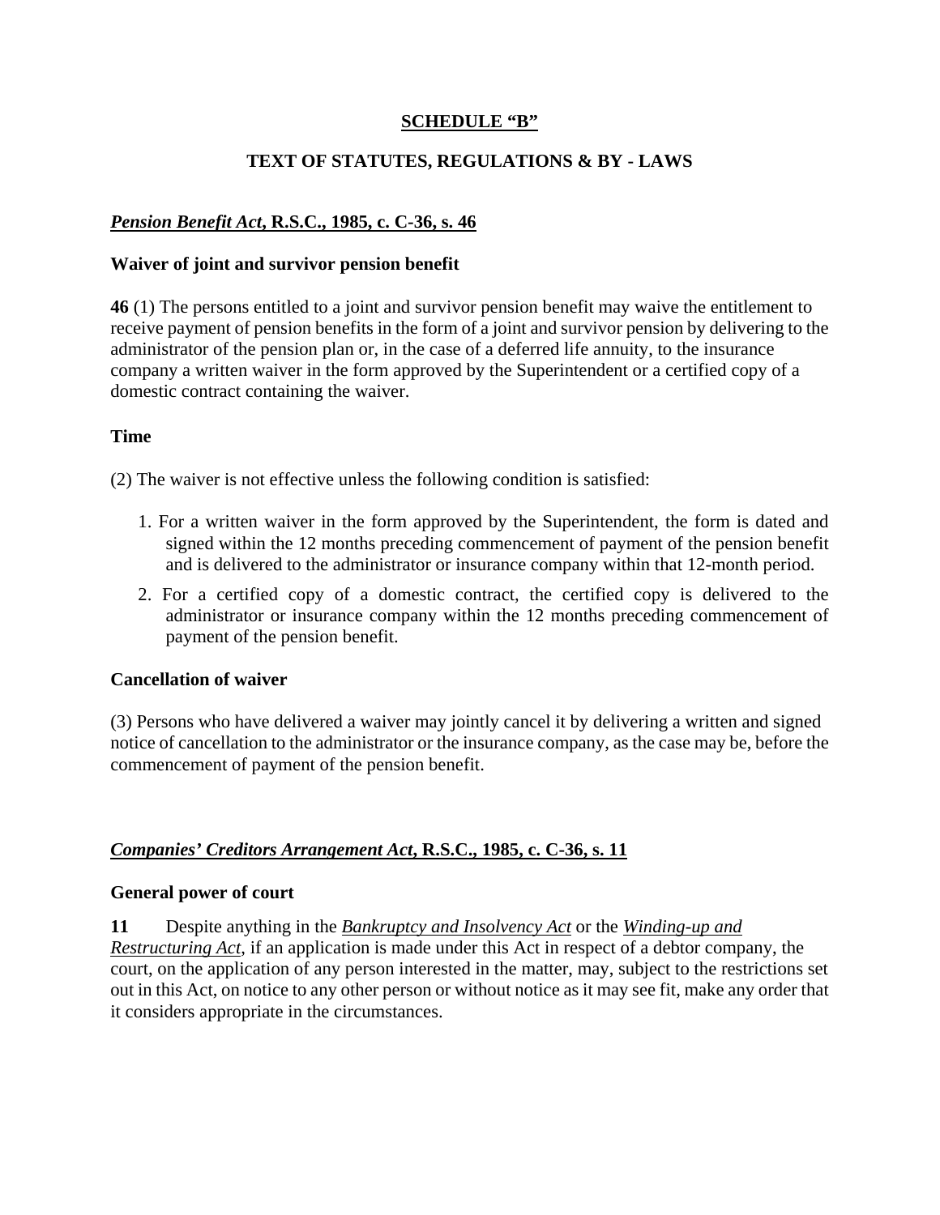## SCHEDULE "B"

## TEXT OF STATUTES, REGULATIONS & BY - LAWS

### *Pension Benefit Act*, R.S.C., 1985, c. C-36, s. 46

**Waiver of joint and survivor pension benefit**

**46** (1) The persons entitled to a joint and survivor pension benefit may waive the entitlement to receive payment of pension benefits in the form of a joint and survivor pension by delivering to the administrator of the pension plan or, in the case of a deferred life annuity, to the insurance company a written waiver in the form approved by the Superintendent or a certified copy of a domestic contract containing the waiver.

**Time**

(2) The waiver is not effective unless the following condition is satisfied:

1. For a written waiver in the form approved by the Superintendent, the form is dated and signed within the 12 months preceding commencement of payment of the pension benefit and is delivered to the administrator or insurance company within that 12-month period.
2. For a certified copy of a domestic contract, the certified copy is delivered to the administrator or insurance company within the 12 months preceding commencement of payment of the pension benefit.

**Cancellation of waiver**

(3) Persons who have delivered a waiver may jointly cancel it by delivering a written and signed notice of cancellation to the administrator or the insurance company, as the case may be, before the commencement of payment of the pension benefit.

### *Companies' Creditors Arrangement Act*, R.S.C., 1985, c. C-36, s. 11

**General power of court**

**11** Despite anything in the *Bankruptcy and Insolvency Act* or the *Winding-up and Restructuring Act*, if an application is made under this Act in respect of a debtor company, the court, on the application of any person interested in the matter, may, subject to the restrictions set out in this Act, on notice to any other person or without notice as it may see fit, make any order that it considers appropriate in the circumstances.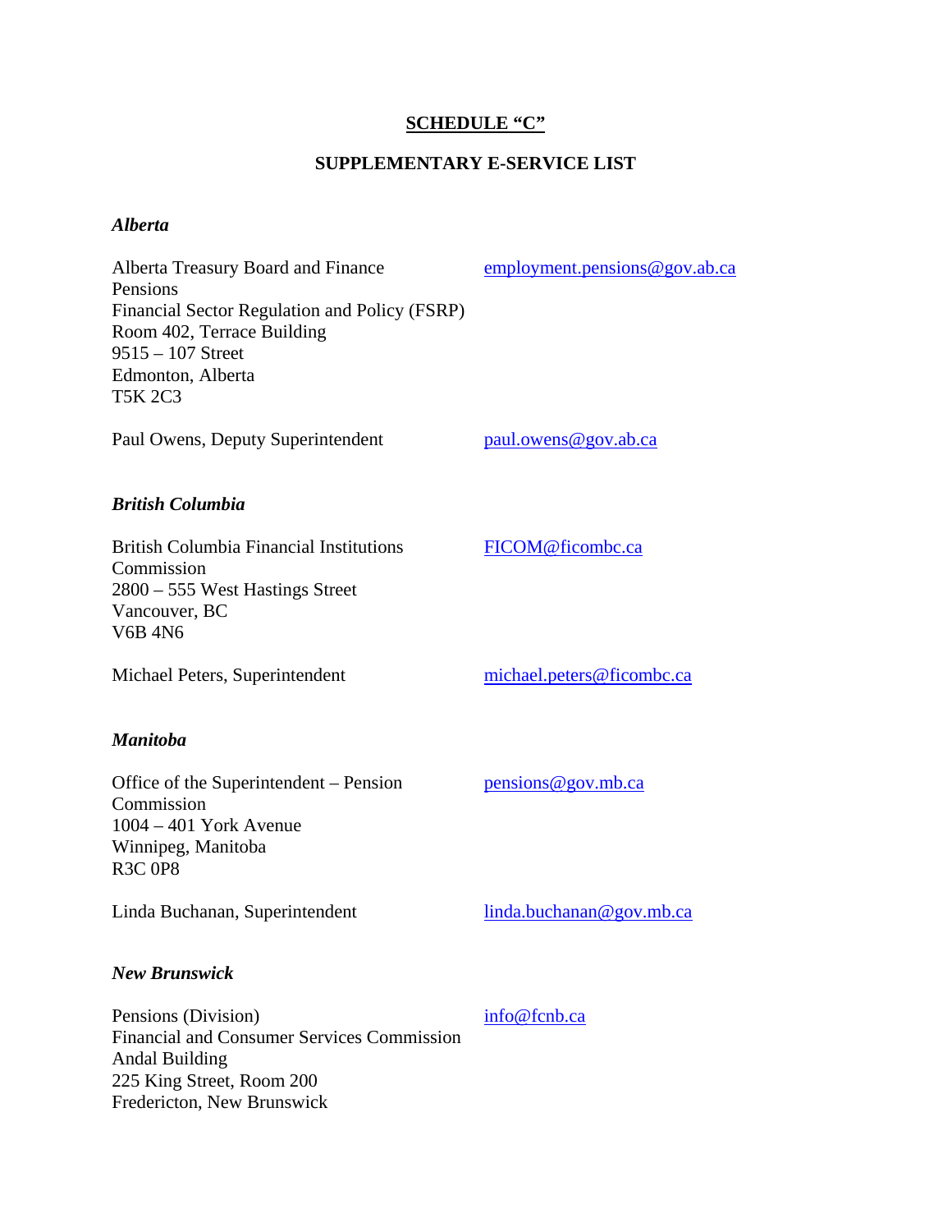**<u>SCHEDULE "C"</u>**

**SUPPLEMENTARY E-SERVICE LIST**

***Alberta***

| | |
|---|---|
| Alberta Treasury Board and Finance<br>Pensions<br>Financial Sector Regulation and Policy (FSRP)<br>Room 402, Terrace Building<br>9515 – 107 Street<br>Edmonton, Alberta<br>T5K 2C3 | employment.pensions@gov.ab.ca |
| Paul Owens, Deputy Superintendent | paul.owens@gov.ab.ca |

***British Columbia***

| | |
|---|---|
| British Columbia Financial Institutions Commission<br>2800 – 555 West Hastings Street<br>Vancouver, BC<br>V6B 4N6 | FICOM@ficombc.ca |
| Michael Peters, Superintendent | michael.peters@ficombc.ca |

***Manitoba***

| | |
|---|---|
| Office of the Superintendent – Pension Commission<br>1004 – 401 York Avenue<br>Winnipeg, Manitoba<br>R3C 0P8 | pensions@gov.mb.ca |
| Linda Buchanan, Superintendent | linda.buchanan@gov.mb.ca |

***New Brunswick***

| | |
|---|---|
| Pensions (Division)<br>Financial and Consumer Services Commission<br>Andal Building<br>225 King Street, Room 200<br>Fredericton, New Brunswick | info@fcnb.ca |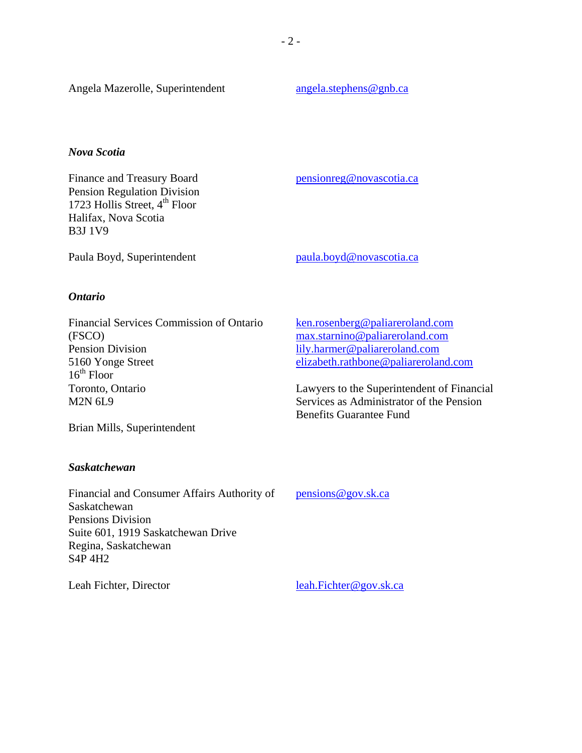Angela Mazerolle, Superintendent — angela.stephens@gnb.ca

***Nova Scotia***

Finance and Treasury Board
Pension Regulation Division
1723 Hollis Street, 4th Floor
Halifax, Nova Scotia
B3J 1V9

pensionreg@novascotia.ca

Paula Boyd, Superintendent — paula.boyd@novascotia.ca

***Ontario***

Financial Services Commission of Ontario (FSCO)
Pension Division
5160 Yonge Street
16th Floor
Toronto, Ontario
M2N 6L9

Brian Mills, Superintendent

ken.rosenberg@paliareroland.com
max.starnino@paliareroland.com
lily.harmer@paliareroland.com
elizabeth.rathbone@paliareroland.com

Lawyers to the Superintendent of Financial Services as Administrator of the Pension Benefits Guarantee Fund

***Saskatchewan***

Financial and Consumer Affairs Authority of Saskatchewan
Pensions Division
Suite 601, 1919 Saskatchewan Drive
Regina, Saskatchewan
S4P 4H2

pensions@gov.sk.ca

Leah Fichter, Director — leah.Fichter@gov.sk.ca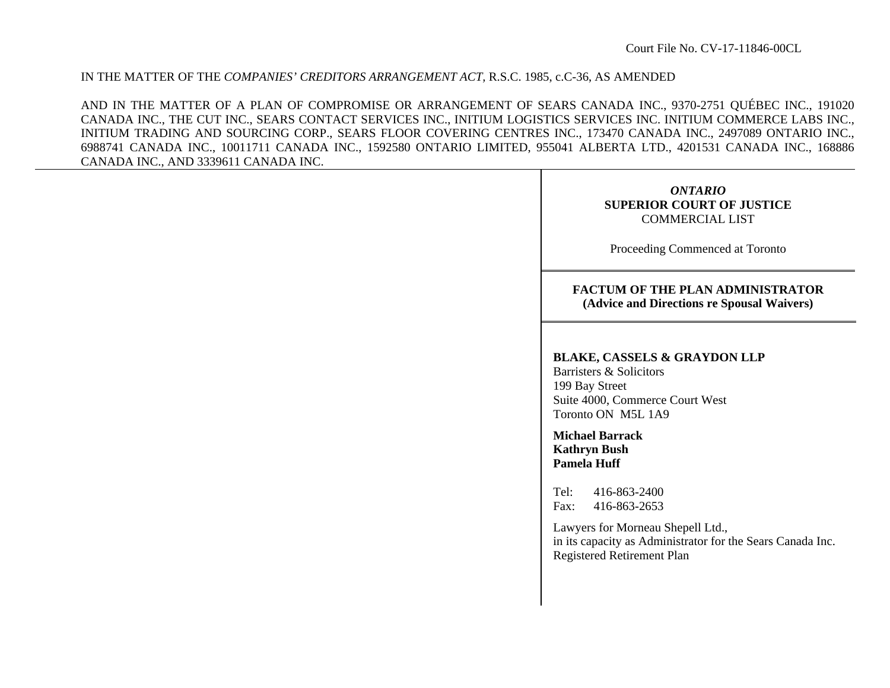Court File No. CV-17-11846-00CL

IN THE MATTER OF THE *COMPANIES' CREDITORS ARRANGEMENT ACT,* R.S.C. 1985, c.C-36, AS AMENDED

AND IN THE MATTER OF A PLAN OF COMPROMISE OR ARRANGEMENT OF SEARS CANADA INC., 9370-2751 QUÉBEC INC., 191020 CANADA INC., THE CUT INC., SEARS CONTACT SERVICES INC., INITIUM LOGISTICS SERVICES INC. INITIUM COMMERCE LABS INC., INITIUM TRADING AND SOURCING CORP., SEARS FLOOR COVERING CENTRES INC., 173470 CANADA INC., 2497089 ONTARIO INC., 6988741 CANADA INC., 10011711 CANADA INC., 1592580 ONTARIO LIMITED, 955041 ALBERTA LTD., 4201531 CANADA INC., 168886 CANADA INC., AND 3339611 CANADA INC.

***ONTARIO***
**SUPERIOR COURT OF JUSTICE**
COMMERCIAL LIST

Proceeding Commenced at Toronto

**FACTUM OF THE PLAN ADMINISTRATOR**
**(Advice and Directions re Spousal Waivers)**

**BLAKE, CASSELS & GRAYDON LLP**
Barristers & Solicitors
199 Bay Street
Suite 4000, Commerce Court West
Toronto ON M5L 1A9

**Michael Barrack**
**Kathryn Bush**
**Pamela Huff**

Tel: 416-863-2400
Fax: 416-863-2653

Lawyers for Morneau Shepell Ltd.,
in its capacity as Administrator for the Sears Canada Inc. Registered Retirement Plan